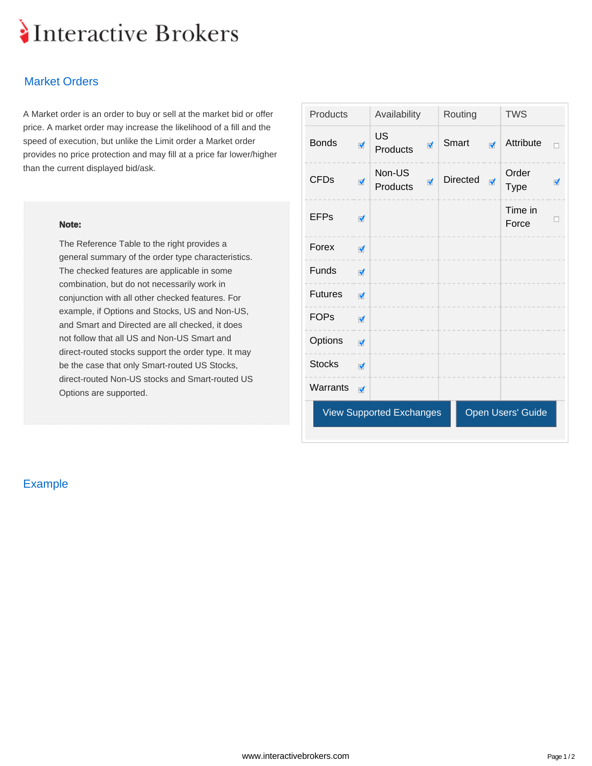# Interactive Brokers

## Market Orders

A Market order is an order to buy or sell at the market bid or offer price. A market order may increase the likelihood of a fill and the speed of execution, but unlike the Limit order a Market order provides no price protection and may fill at a price far lower/higher than the current displayed bid/ask.

> **Note:**
>
> The Reference Table to the right provides a general summary of the order type characteristics. The checked features are applicable in some combination, but do not necessarily work in conjunction with all other checked features. For example, if Options and Stocks, US and Non-US, and Smart and Directed are all checked, it does not follow that all US and Non-US Smart and direct-routed stocks support the order type. It may be the case that only Smart-routed US Stocks, direct-routed Non-US stocks and Smart-routed US Options are supported.

| Products | | Availability | | Routing | | TWS | |
|---|---|---|---|---|---|---|---|
| Bonds | ☑ | US Products | ☑ | Smart | ☑ | Attribute | ☐ |
| CFDs | ☑ | Non-US Products | ☑ | Directed | ☑ | Order Type | ☑ |
| EFPs | ☑ | | | | | Time in Force | ☐ |
| Forex | ☑ | | | | | | |
| Funds | ☑ | | | | | | |
| Futures | ☑ | | | | | | |
| FOPs | ☑ | | | | | | |
| Options | ☑ | | | | | | |
| Stocks | ☑ | | | | | | |
| Warrants | ☑ | | | | | | |

View Supported Exchanges | Open Users' Guide

## Example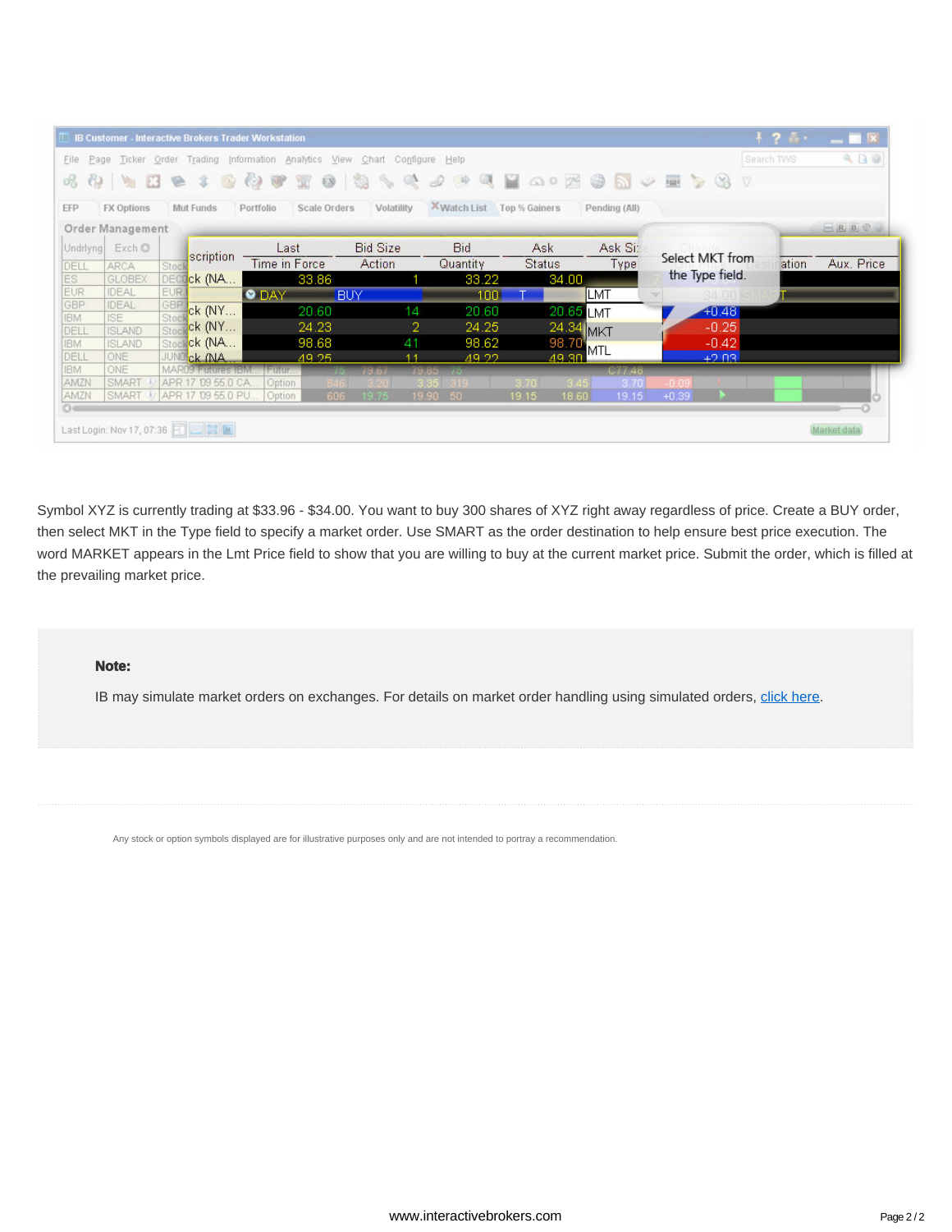Symbol XYZ is currently trading at $33.96 - $34.00. You want to buy 300 shares of XYZ right away regardless of price. Create a BUY order, then select MKT in the Type field to specify a market order. Use SMART as the order destination to help ensure best price execution. The word MARKET appears in the Lmt Price field to show that you are willing to buy at the current market price. Submit the order, which is filled at the prevailing market price.

**Note:**

IB may simulate market orders on exchanges. For details on market order handling using simulated orders, click here.

Any stock or option symbols displayed are for illustrative purposes only and are not intended to portray a recommendation.